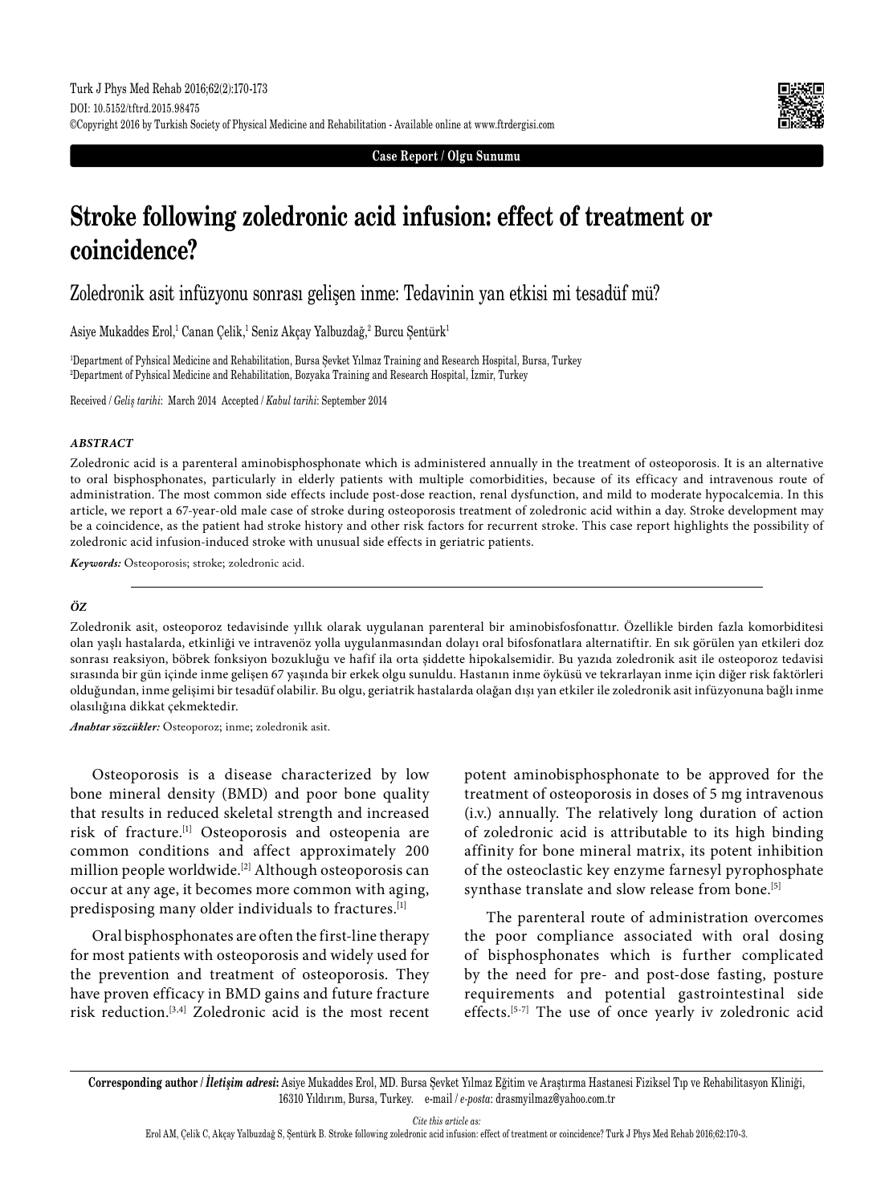Case Report / Olgu Sunumu

# Stroke following zoledronic acid infusion: effect of treatment or coincidence?

## Zoledronik asit infüzyonu sonrası gelişen inme: Tedavinin yan etkisi mi tesadüf mü?

Asiye Mukaddes Erol,[1] Canan Çelik,[1] Seniz Akçay Yalbuzdağ,[2] Burcu Şentürk[1]

[1]Department of Pyhsical Medicine and Rehabilitation, Bursa Şevket Yılmaz Training and Research Hospital, Bursa, Turkey
[2]Department of Pyhsical Medicine and Rehabilitation, Bozyaka Training and Research Hospital, İzmir, Turkey

Received / *Geliş tarihi*: March 2014 Accepted / *Kabul tarihi*: September 2014

### *ABSTRACT*

Zoledronic acid is a parenteral aminobisphosphonate which is administered annually in the treatment of osteoporosis. It is an alternative to oral bisphosphonates, particularly in elderly patients with multiple comorbidities, because of its efficacy and intravenous route of administration. The most common side effects include post-dose reaction, renal dysfunction, and mild to moderate hypocalcemia. In this article, we report a 67-year-old male case of stroke during osteoporosis treatment of zoledronic acid within a day. Stroke development may be a coincidence, as the patient had stroke history and other risk factors for recurrent stroke. This case report highlights the possibility of zoledronic acid infusion-induced stroke with unusual side effects in geriatric patients.

***Keywords:*** Osteoporosis; stroke; zoledronic acid.

### *ÖZ*

Zoledronik asit, osteoporoz tedavisinde yıllık olarak uygulanan parenteral bir aminobisfosfonattır. Özellikle birden fazla komorbiditesi olan yaşlı hastalarda, etkinliği ve intravenöz yolla uygulanmasından dolayı oral bifosfonatlara alternatiftir. En sık görülen yan etkileri doz sonrası reaksiyon, böbrek fonksiyon bozukluğu ve hafif ila orta şiddette hipokalsemidir. Bu yazıda zoledronik asit ile osteoporoz tedavisi sırasında bir gün içinde inme gelişen 67 yaşında bir erkek olgu sunuldu. Hastanın inme öyküsü ve tekrarlayan inme için diğer risk faktörleri olduğundan, inme gelişimi bir tesadüf olabilir. Bu olgu, geriatrik hastalarda olağan dışı yan etkiler ile zoledronik asit infüzyonuna bağlı inme olasılığına dikkat çekmektedir.

***Anahtar sözcükler:*** Osteoporoz; inme; zoledronik asit.

Osteoporosis is a disease characterized by low bone mineral density (BMD) and poor bone quality that results in reduced skeletal strength and increased risk of fracture.[1] Osteoporosis and osteopenia are common conditions and affect approximately 200 million people worldwide.[2] Although osteoporosis can occur at any age, it becomes more common with aging, predisposing many older individuals to fractures.[1]

Oral bisphosphonates are often the first-line therapy for most patients with osteoporosis and widely used for the prevention and treatment of osteoporosis. They have proven efficacy in BMD gains and future fracture risk reduction.[3,4] Zoledronic acid is the most recent potent aminobisphosphonate to be approved for the treatment of osteoporosis in doses of 5 mg intravenous (i.v.) annually. The relatively long duration of action of zoledronic acid is attributable to its high binding affinity for bone mineral matrix, its potent inhibition of the osteoclastic key enzyme farnesyl pyrophosphate synthase translate and slow release from bone.[5]

The parenteral route of administration overcomes the poor compliance associated with oral dosing of bisphosphonates which is further complicated by the need for pre- and post-dose fasting, posture requirements and potential gastrointestinal side effects.[5-7] The use of once yearly iv zoledronic acid

**Corresponding author / *İletişim adresi*:** Asiye Mukaddes Erol, MD. Bursa Şevket Yılmaz Eğitim ve Araştırma Hastanesi Fiziksel Tıp ve Rehabilitasyon Kliniği, 16310 Yıldırım, Bursa, Turkey. e-mail / *e-posta*: drasmyilmaz@yahoo.com.tr

*Cite this article as:*
Erol AM, Çelik C, Akçay Yalbuzdağ S, Şentürk B. Stroke following zoledronic acid infusion: effect of treatment or coincidence? Turk J Phys Med Rehab 2016;62:170-3.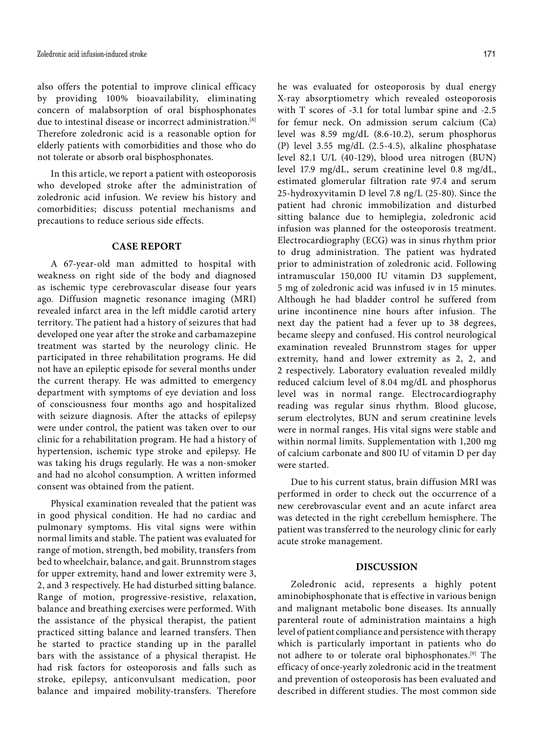also offers the potential to improve clinical efficacy by providing 100% bioavailability, eliminating concern of malabsorption of oral bisphosphonates due to intestinal disease or incorrect administration.[8] Therefore zoledronic acid is a reasonable option for elderly patients with comorbidities and those who do not tolerate or absorb oral bisphosphonates.

In this article, we report a patient with osteoporosis who developed stroke after the administration of zoledronic acid infusion. We review his history and comorbidities; discuss potential mechanisms and precautions to reduce serious side effects.

## CASE REPORT

A 67-year-old man admitted to hospital with weakness on right side of the body and diagnosed as ischemic type cerebrovascular disease four years ago. Diffusion magnetic resonance imaging (MRI) revealed infarct area in the left middle carotid artery territory. The patient had a history of seizures that had developed one year after the stroke and carbamazepine treatment was started by the neurology clinic. He participated in three rehabilitation programs. He did not have an epileptic episode for several months under the current therapy. He was admitted to emergency department with symptoms of eye deviation and loss of consciousness four months ago and hospitalized with seizure diagnosis. After the attacks of epilepsy were under control, the patient was taken over to our clinic for a rehabilitation program. He had a history of hypertension, ischemic type stroke and epilepsy. He was taking his drugs regularly. He was a non-smoker and had no alcohol consumption. A written informed consent was obtained from the patient.

Physical examination revealed that the patient was in good physical condition. He had no cardiac and pulmonary symptoms. His vital signs were within normal limits and stable. The patient was evaluated for range of motion, strength, bed mobility, transfers from bed to wheelchair, balance, and gait. Brunnstrom stages for upper extremity, hand and lower extremity were 3, 2, and 3 respectively. He had disturbed sitting balance. Range of motion, progressive-resistive, relaxation, balance and breathing exercises were performed. With the assistance of the physical therapist, the patient practiced sitting balance and learned transfers. Then he started to practice standing up in the parallel bars with the assistance of a physical therapist. He had risk factors for osteoporosis and falls such as stroke, epilepsy, anticonvulsant medication, poor balance and impaired mobility-transfers. Therefore he was evaluated for osteoporosis by dual energy X-ray absorptiometry which revealed osteoporosis with T scores of -3.1 for total lumbar spine and -2.5 for femur neck. On admission serum calcium (Ca) level was 8.59 mg/dL (8.6-10.2), serum phosphorus (P) level 3.55 mg/dL (2.5-4.5), alkaline phosphatase level 82.1 U/L (40-129), blood urea nitrogen (BUN) level 17.9 mg/dL, serum creatinine level 0.8 mg/dL, estimated glomerular filtration rate 97.4 and serum 25-hydroxyvitamin D level 7.8 ng/L (25-80). Since the patient had chronic immobilization and disturbed sitting balance due to hemiplegia, zoledronic acid infusion was planned for the osteoporosis treatment. Electrocardiography (ECG) was in sinus rhythm prior to drug administration. The patient was hydrated prior to administration of zoledronic acid. Following intramuscular 150,000 IU vitamin D3 supplement, 5 mg of zoledronic acid was infused iv in 15 minutes. Although he had bladder control he suffered from urine incontinence nine hours after infusion. The next day the patient had a fever up to 38 degrees, became sleepy and confused. His control neurological examination revealed Brunnstrom stages for upper extremity, hand and lower extremity as 2, 2, and 2 respectively. Laboratory evaluation revealed mildly reduced calcium level of 8.04 mg/dL and phosphorus level was in normal range. Electrocardiography reading was regular sinus rhythm. Blood glucose, serum electrolytes, BUN and serum creatinine levels were in normal ranges. His vital signs were stable and within normal limits. Supplementation with 1,200 mg of calcium carbonate and 800 IU of vitamin D per day were started.

Due to his current status, brain diffusion MRI was performed in order to check out the occurrence of a new cerebrovascular event and an acute infarct area was detected in the right cerebellum hemisphere. The patient was transferred to the neurology clinic for early acute stroke management.

## DISCUSSION

Zoledronic acid, represents a highly potent aminobiphosphonate that is effective in various benign and malignant metabolic bone diseases. Its annually parenteral route of administration maintains a high level of patient compliance and persistence with therapy which is particularly important in patients who do not adhere to or tolerate oral biphosphonates.[9] The efficacy of once-yearly zoledronic acid in the treatment and prevention of osteoporosis has been evaluated and described in different studies. The most common side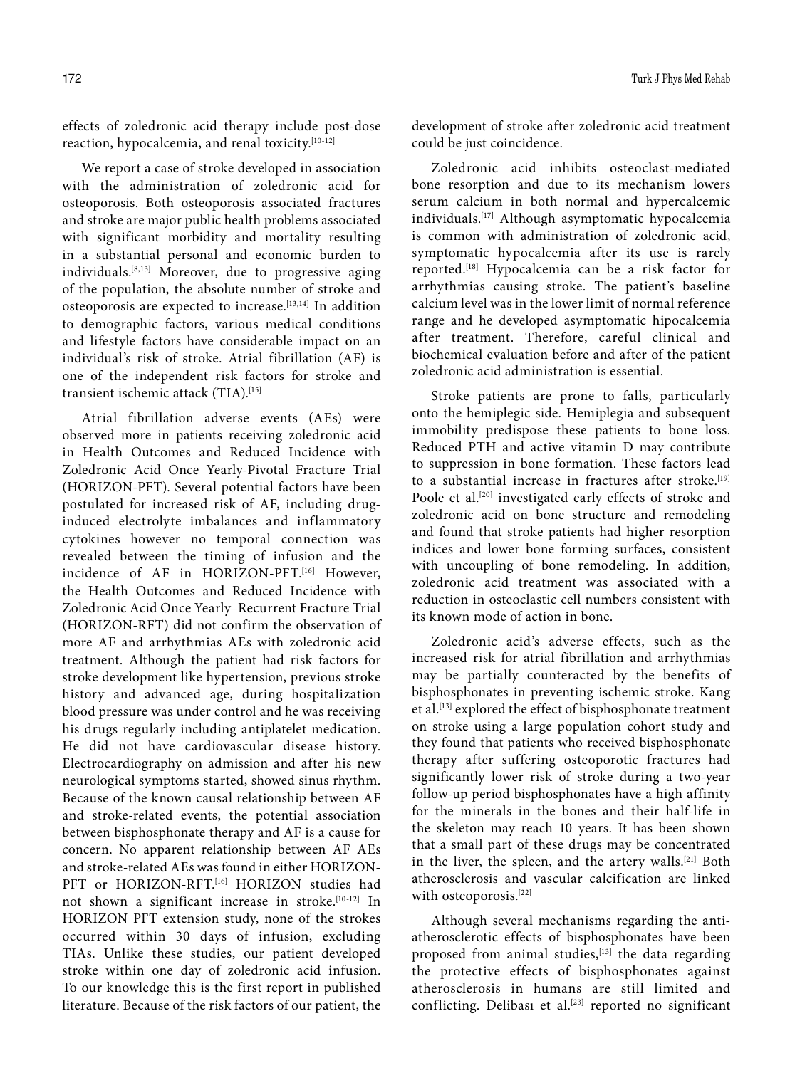effects of zoledronic acid therapy include post-dose reaction, hypocalcemia, and renal toxicity.[10-12]

We report a case of stroke developed in association with the administration of zoledronic acid for osteoporosis. Both osteoporosis associated fractures and stroke are major public health problems associated with significant morbidity and mortality resulting in a substantial personal and economic burden to individuals.[8,13] Moreover, due to progressive aging of the population, the absolute number of stroke and osteoporosis are expected to increase.[13,14] In addition to demographic factors, various medical conditions and lifestyle factors have considerable impact on an individual's risk of stroke. Atrial fibrillation (AF) is one of the independent risk factors for stroke and transient ischemic attack (TIA).[15]

Atrial fibrillation adverse events (AEs) were observed more in patients receiving zoledronic acid in Health Outcomes and Reduced Incidence with Zoledronic Acid Once Yearly-Pivotal Fracture Trial (HORIZON-PFT). Several potential factors have been postulated for increased risk of AF, including drug-induced electrolyte imbalances and inflammatory cytokines however no temporal connection was revealed between the timing of infusion and the incidence of AF in HORIZON-PFT.[16] However, the Health Outcomes and Reduced Incidence with Zoledronic Acid Once Yearly–Recurrent Fracture Trial (HORIZON-RFT) did not confirm the observation of more AF and arrhythmias AEs with zoledronic acid treatment. Although the patient had risk factors for stroke development like hypertension, previous stroke history and advanced age, during hospitalization blood pressure was under control and he was receiving his drugs regularly including antiplatelet medication. He did not have cardiovascular disease history. Electrocardiography on admission and after his new neurological symptoms started, showed sinus rhythm. Because of the known causal relationship between AF and stroke-related events, the potential association between bisphosphonate therapy and AF is a cause for concern. No apparent relationship between AF AEs and stroke-related AEs was found in either HORIZON-PFT or HORIZON-RFT.[16] HORIZON studies had not shown a significant increase in stroke.[10-12] In HORIZON PFT extension study, none of the strokes occurred within 30 days of infusion, excluding TIAs. Unlike these studies, our patient developed stroke within one day of zoledronic acid infusion. To our knowledge this is the first report in published literature. Because of the risk factors of our patient, the development of stroke after zoledronic acid treatment could be just coincidence.

Zoledronic acid inhibits osteoclast-mediated bone resorption and due to its mechanism lowers serum calcium in both normal and hypercalcemic individuals.[17] Although asymptomatic hypocalcemia is common with administration of zoledronic acid, symptomatic hypocalcemia after its use is rarely reported.[18] Hypocalcemia can be a risk factor for arrhythmias causing stroke. The patient's baseline calcium level was in the lower limit of normal reference range and he developed asymptomatic hipocalcemia after treatment. Therefore, careful clinical and biochemical evaluation before and after of the patient zoledronic acid administration is essential.

Stroke patients are prone to falls, particularly onto the hemiplegic side. Hemiplegia and subsequent immobility predispose these patients to bone loss. Reduced PTH and active vitamin D may contribute to suppression in bone formation. These factors lead to a substantial increase in fractures after stroke.[19] Poole et al.[20] investigated early effects of stroke and zoledronic acid on bone structure and remodeling and found that stroke patients had higher resorption indices and lower bone forming surfaces, consistent with uncoupling of bone remodeling. In addition, zoledronic acid treatment was associated with a reduction in osteoclastic cell numbers consistent with its known mode of action in bone.

Zoledronic acid's adverse effects, such as the increased risk for atrial fibrillation and arrhythmias may be partially counteracted by the benefits of bisphosphonates in preventing ischemic stroke. Kang et al.[13] explored the effect of bisphosphonate treatment on stroke using a large population cohort study and they found that patients who received bisphosphonate therapy after suffering osteoporotic fractures had significantly lower risk of stroke during a two-year follow-up period bisphosphonates have a high affinity for the minerals in the bones and their half-life in the skeleton may reach 10 years. It has been shown that a small part of these drugs may be concentrated in the liver, the spleen, and the artery walls.[21] Both atherosclerosis and vascular calcification are linked with osteoporosis.[22]

Although several mechanisms regarding the anti-atherosclerotic effects of bisphosphonates have been proposed from animal studies,[13] the data regarding the protective effects of bisphosphonates against atherosclerosis in humans are still limited and conflicting. Delibası et al.[23] reported no significant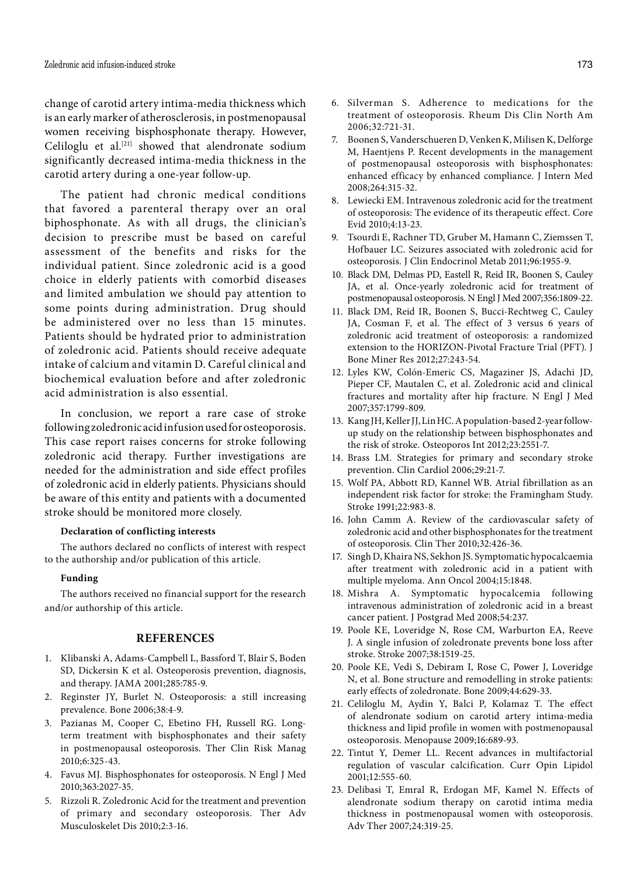change of carotid artery intima-media thickness which is an early marker of atherosclerosis, in postmenopausal women receiving bisphosphonate therapy. However, Celiloglu et al.[21] showed that alendronate sodium significantly decreased intima-media thickness in the carotid artery during a one-year follow-up.

The patient had chronic medical conditions that favored a parenteral therapy over an oral biphosphonate. As with all drugs, the clinician's decision to prescribe must be based on careful assessment of the benefits and risks for the individual patient. Since zoledronic acid is a good choice in elderly patients with comorbid diseases and limited ambulation we should pay attention to some points during administration. Drug should be administered over no less than 15 minutes. Patients should be hydrated prior to administration of zoledronic acid. Patients should receive adequate intake of calcium and vitamin D. Careful clinical and biochemical evaluation before and after zoledronic acid administration is also essential.

In conclusion, we report a rare case of stroke following zoledronic acid infusion used for osteoporosis. This case report raises concerns for stroke following zoledronic acid therapy. Further investigations are needed for the administration and side effect profiles of zoledronic acid in elderly patients. Physicians should be aware of this entity and patients with a documented stroke should be monitored more closely.

**Declaration of conflicting interests**

The authors declared no conflicts of interest with respect to the authorship and/or publication of this article.

**Funding**

The authors received no financial support for the research and/or authorship of this article.

## REFERENCES

1. Klibanski A, Adams-Campbell L, Bassford T, Blair S, Boden SD, Dickersin K et al. Osteoporosis prevention, diagnosis, and therapy. JAMA 2001;285:785-9.
2. Reginster JY, Burlet N. Osteoporosis: a still increasing prevalence. Bone 2006;38:4-9.
3. Pazianas M, Cooper C, Ebetino FH, Russell RG. Long-term treatment with bisphosphonates and their safety in postmenopausal osteoporosis. Ther Clin Risk Manag 2010;6:325-43.
4. Favus MJ. Bisphosphonates for osteoporosis. N Engl J Med 2010;363:2027-35.
5. Rizzoli R. Zoledronic Acid for the treatment and prevention of primary and secondary osteoporosis. Ther Adv Musculoskelet Dis 2010;2:3-16.
6. Silverman S. Adherence to medications for the treatment of osteoporosis. Rheum Dis Clin North Am 2006;32:721-31.
7. Boonen S, Vanderschueren D, Venken K, Milisen K, Delforge M, Haentjens P. Recent developments in the management of postmenopausal osteoporosis with bisphosphonates: enhanced efficacy by enhanced compliance. J Intern Med 2008;264:315-32.
8. Lewiecki EM. Intravenous zoledronic acid for the treatment of osteoporosis: The evidence of its therapeutic effect. Core Evid 2010;4:13-23.
9. Tsourdi E, Rachner TD, Gruber M, Hamann C, Ziemssen T, Hofbauer LC. Seizures associated with zoledronic acid for osteoporosis. J Clin Endocrinol Metab 2011;96:1955-9.
10. Black DM, Delmas PD, Eastell R, Reid IR, Boonen S, Cauley JA, et al. Once-yearly zoledronic acid for treatment of postmenopausal osteoporosis. N Engl J Med 2007;356:1809-22.
11. Black DM, Reid IR, Boonen S, Bucci-Rechtweg C, Cauley JA, Cosman F, et al. The effect of 3 versus 6 years of zoledronic acid treatment of osteoporosis: a randomized extension to the HORIZON-Pivotal Fracture Trial (PFT). J Bone Miner Res 2012;27:243-54.
12. Lyles KW, Colón-Emeric CS, Magaziner JS, Adachi JD, Pieper CF, Mautalen C, et al. Zoledronic acid and clinical fractures and mortality after hip fracture. N Engl J Med 2007;357:1799-809.
13. Kang JH, Keller JJ, Lin HC. A population-based 2-year follow-up study on the relationship between bisphosphonates and the risk of stroke. Osteoporos Int 2012;23:2551-7.
14. Brass LM. Strategies for primary and secondary stroke prevention. Clin Cardiol 2006;29:21-7.
15. Wolf PA, Abbott RD, Kannel WB. Atrial fibrillation as an independent risk factor for stroke: the Framingham Study. Stroke 1991;22:983-8.
16. John Camm A. Review of the cardiovascular safety of zoledronic acid and other bisphosphonates for the treatment of osteoporosis. Clin Ther 2010;32:426-36.
17. Singh D, Khaira NS, Sekhon JS. Symptomatic hypocalcaemia after treatment with zoledronic acid in a patient with multiple myeloma. Ann Oncol 2004;15:1848.
18. Mishra A. Symptomatic hypocalcemia following intravenous administration of zoledronic acid in a breast cancer patient. J Postgrad Med 2008;54:237.
19. Poole KE, Loveridge N, Rose CM, Warburton EA, Reeve J. A single infusion of zoledronate prevents bone loss after stroke. Stroke 2007;38:1519-25.
20. Poole KE, Vedi S, Debiram I, Rose C, Power J, Loveridge N, et al. Bone structure and remodelling in stroke patients: early effects of zoledronate. Bone 2009;44:629-33.
21. Celiloglu M, Aydin Y, Balci P, Kolamaz T. The effect of alendronate sodium on carotid artery intima-media thickness and lipid profile in women with postmenopausal osteoporosis. Menopause 2009;16:689-93.
22. Tintut Y, Demer LL. Recent advances in multifactorial regulation of vascular calcification. Curr Opin Lipidol 2001;12:555-60.
23. Delibasi T, Emral R, Erdogan MF, Kamel N. Effects of alendronate sodium therapy on carotid intima media thickness in postmenopausal women with osteoporosis. Adv Ther 2007;24:319-25.